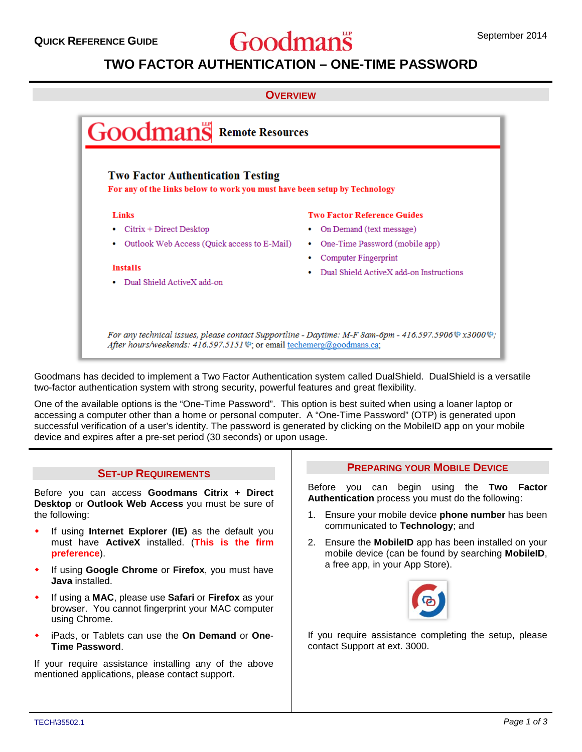QUICK REFERENCE GUIDE

# TWO FACTOR AUTHENTICATION – ONE-TIME PASSWORD

## OVERVIEW

**Goodmans** Remote Resources

**Two Factor Authentication Testing**

For any of the links below to work you must have been setup by Technology

**Links**

- Citrix + Direct Desktop
- Outlook Web Access (Quick access to E-Mail)

**Installs**

- Dual Shield ActiveX add-on

**Two Factor Reference Guides**

- On Demand (text message)
- One-Time Password (mobile app)
- Computer Fingerprint
- Dual Shield ActiveX add-on Instructions

*For any technical issues, please contact Supportline - Daytime: M-F 8am-6pm - 416.597.5906 x3000; After hours/weekends: 416.597.5151*; or email techemerg@goodmans.ca;

Goodmans has decided to implement a Two Factor Authentication system called DualShield. DualShield is a versatile two-factor authentication system with strong security, powerful features and great flexibility.

One of the available options is the "One-Time Password". This option is best suited when using a loaner laptop or accessing a computer other than a home or personal computer. A "One-Time Password" (OTP) is generated upon successful verification of a user's identity. The password is generated by clicking on the MobileID app on your mobile device and expires after a pre-set period (30 seconds) or upon usage.

## SET-UP REQUIREMENTS

Before you can access **Goodmans Citrix + Direct Desktop** or **Outlook Web Access** you must be sure of the following:

- If using **Internet Explorer (IE)** as the default you must have **ActiveX** installed. (**This is the firm preference**).
- If using **Google Chrome** or **Firefox**, you must have **Java** installed.
- If using a **MAC**, please use **Safari** or **Firefox** as your browser. You cannot fingerprint your MAC computer using Chrome.
- iPads, or Tablets can use the **On Demand** or **One-Time Password**.

If your require assistance installing any of the above mentioned applications, please contact support.

## PREPARING YOUR MOBILE DEVICE

Before you can begin using the **Two Factor Authentication** process you must do the following:

1. Ensure your mobile device **phone number** has been communicated to **Technology**; and
2. Ensure the **MobileID** app has been installed on your mobile device (can be found by searching **MobileID**, a free app, in your App Store).

If you require assistance completing the setup, please contact Support at ext. 3000.

TECH\35502.1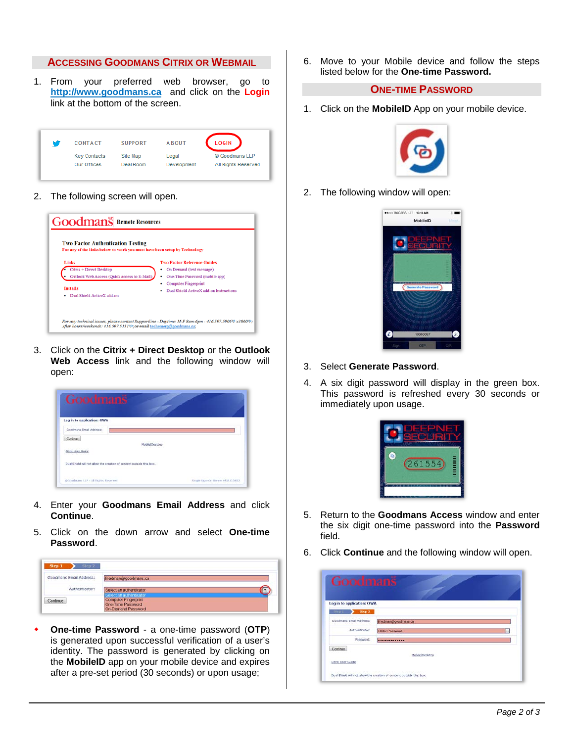## ACCESSING GOODMANS CITRIX OR WEBMAIL

1. From your preferred web browser, go to **http://www.goodmans.ca** and click on the **Login** link at the bottom of the screen.

2. The following screen will open.

3. Click on the **Citrix + Direct Desktop** or the **Outlook Web Access** link and the following window will open:

4. Enter your **Goodmans Email Address** and click **Continue**.

5. Click on the down arrow and select **One-time Password**.

- **One-time Password** - a one-time password (**OTP**) is generated upon successful verification of a user's identity. The password is generated by clicking on the **MobileID** app on your mobile device and expires after a pre-set period (30 seconds) or upon usage;

6. Move to your Mobile device and follow the steps listed below for the **One-time Password.**

## ONE-TIME PASSWORD

1. Click on the **MobileID** App on your mobile device.

2. The following window will open:

3. Select **Generate Password**.

4. A six digit password will display in the green box. This password is refreshed every 30 seconds or immediately upon usage.

5. Return to the **Goodmans Access** window and enter the six digit one-time password into the **Password** field.

6. Click **Continue** and the following window will open.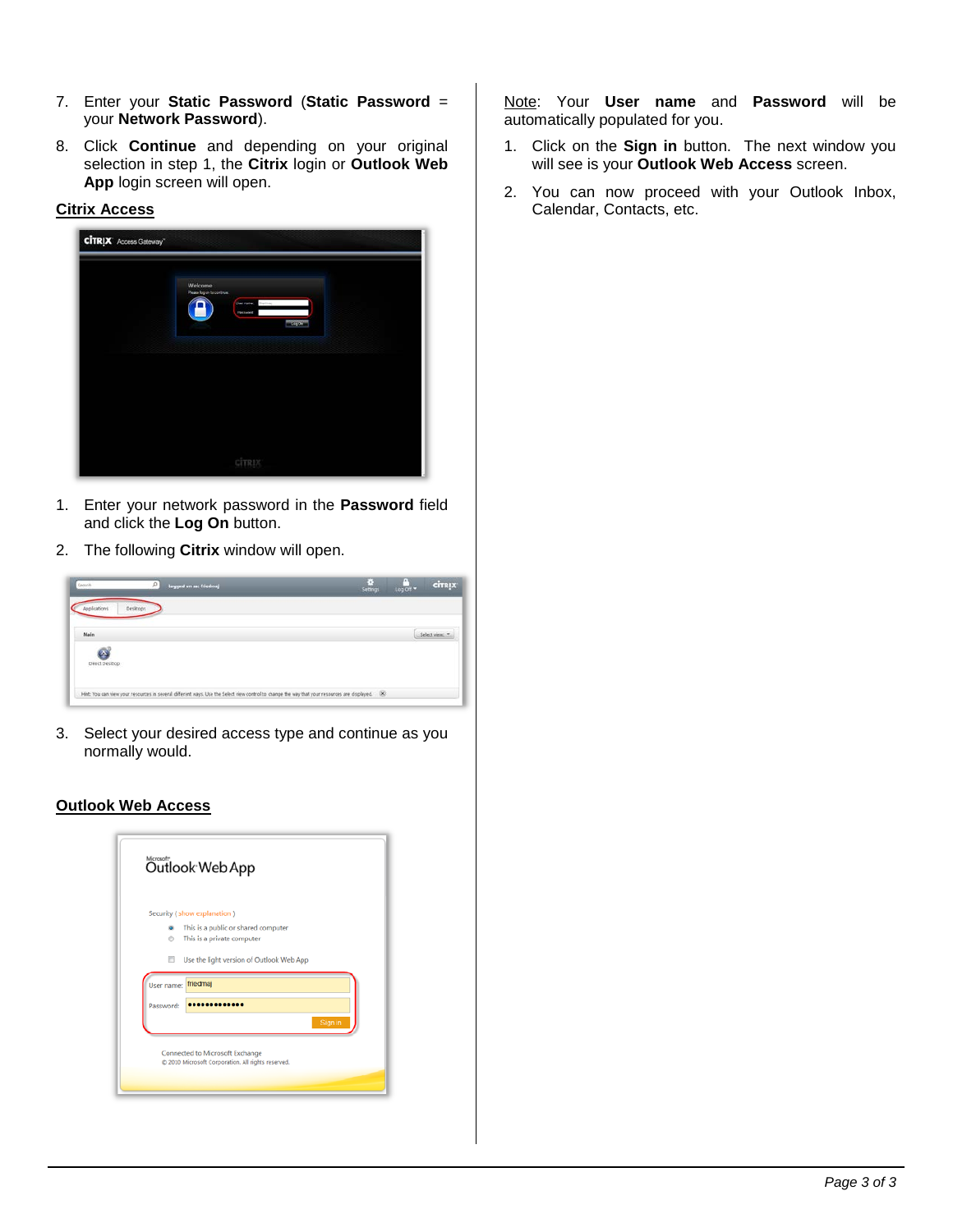7. Enter your **Static Password** (**Static Password** = your **Network Password**).
8. Click **Continue** and depending on your original selection in step 1, the **Citrix** login or **Outlook Web App** login screen will open.

## Citrix Access

1. Enter your network password in the **Password** field and click the **Log On** button.
2. The following **Citrix** window will open.
3. Select your desired access type and continue as you normally would.

## Outlook Web Access

Note: Your **User name** and **Password** will be automatically populated for you.

1. Click on the **Sign in** button. The next window you will see is your **Outlook Web Access** screen.
2. You can now proceed with your Outlook Inbox, Calendar, Contacts, etc.